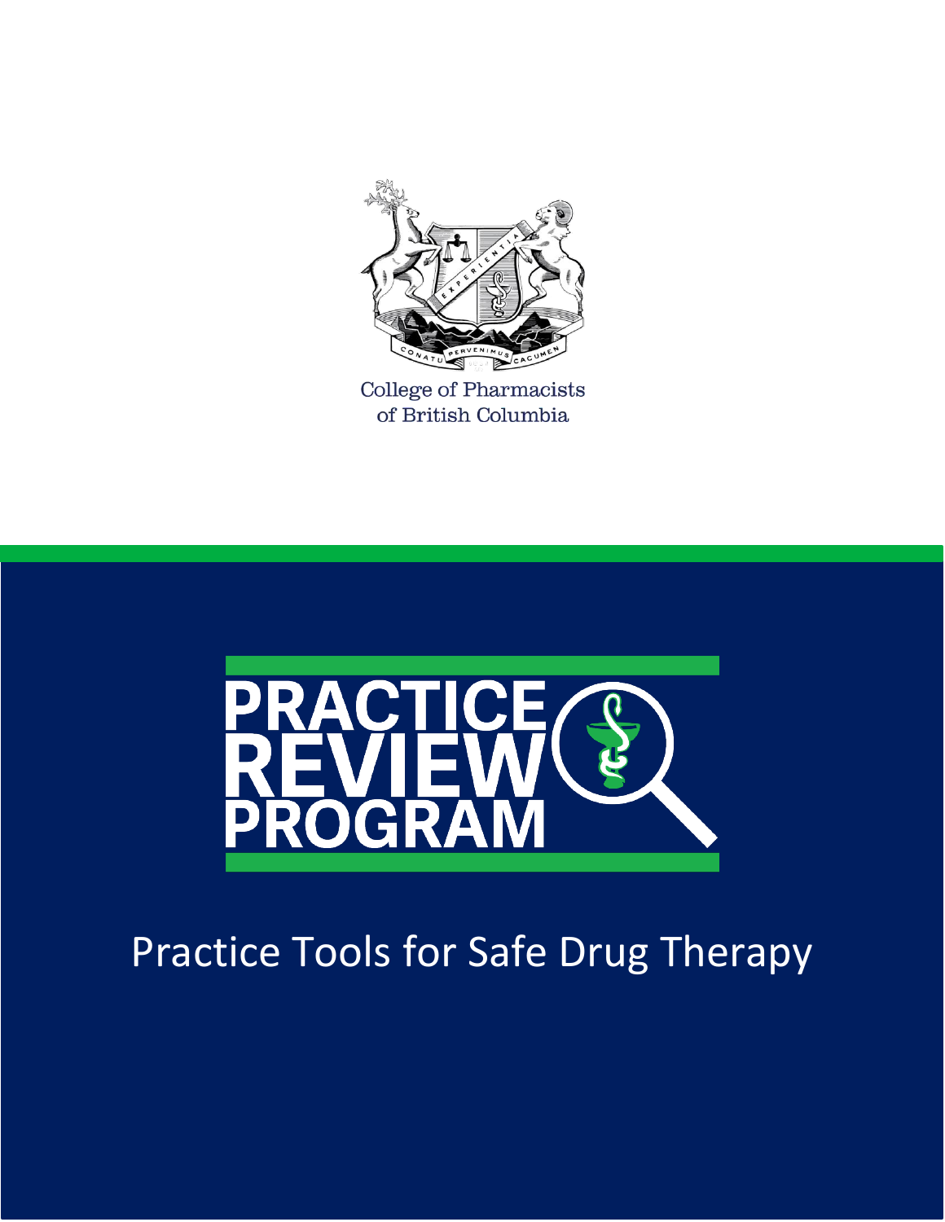College of Pharmacists of British Columbia

# PRACTICE REVIEW PROGRAM

## Practice Tools for Safe Drug Therapy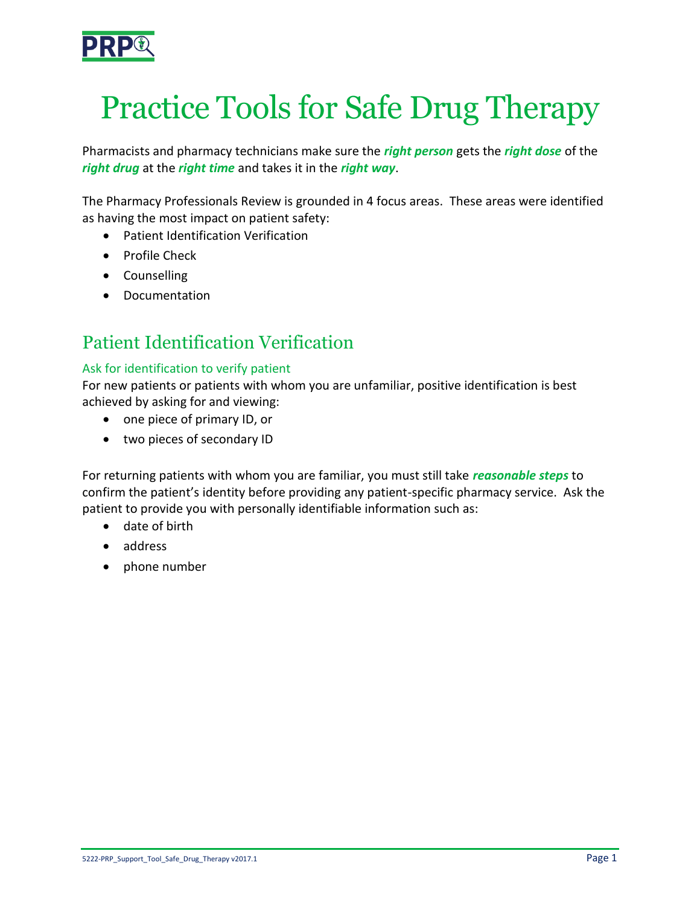# Practice Tools for Safe Drug Therapy

Pharmacists and pharmacy technicians make sure the ***right person*** gets the ***right dose*** of the ***right drug*** at the ***right time*** and takes it in the ***right way***.

The Pharmacy Professionals Review is grounded in 4 focus areas. These areas were identified as having the most impact on patient safety:

- Patient Identification Verification
- Profile Check
- Counselling
- Documentation

## Patient Identification Verification

### Ask for identification to verify patient

For new patients or patients with whom you are unfamiliar, positive identification is best achieved by asking for and viewing:

- one piece of primary ID, or
- two pieces of secondary ID

For returning patients with whom you are familiar, you must still take ***reasonable steps*** to confirm the patient's identity before providing any patient-specific pharmacy service. Ask the patient to provide you with personally identifiable information such as:

- date of birth
- address
- phone number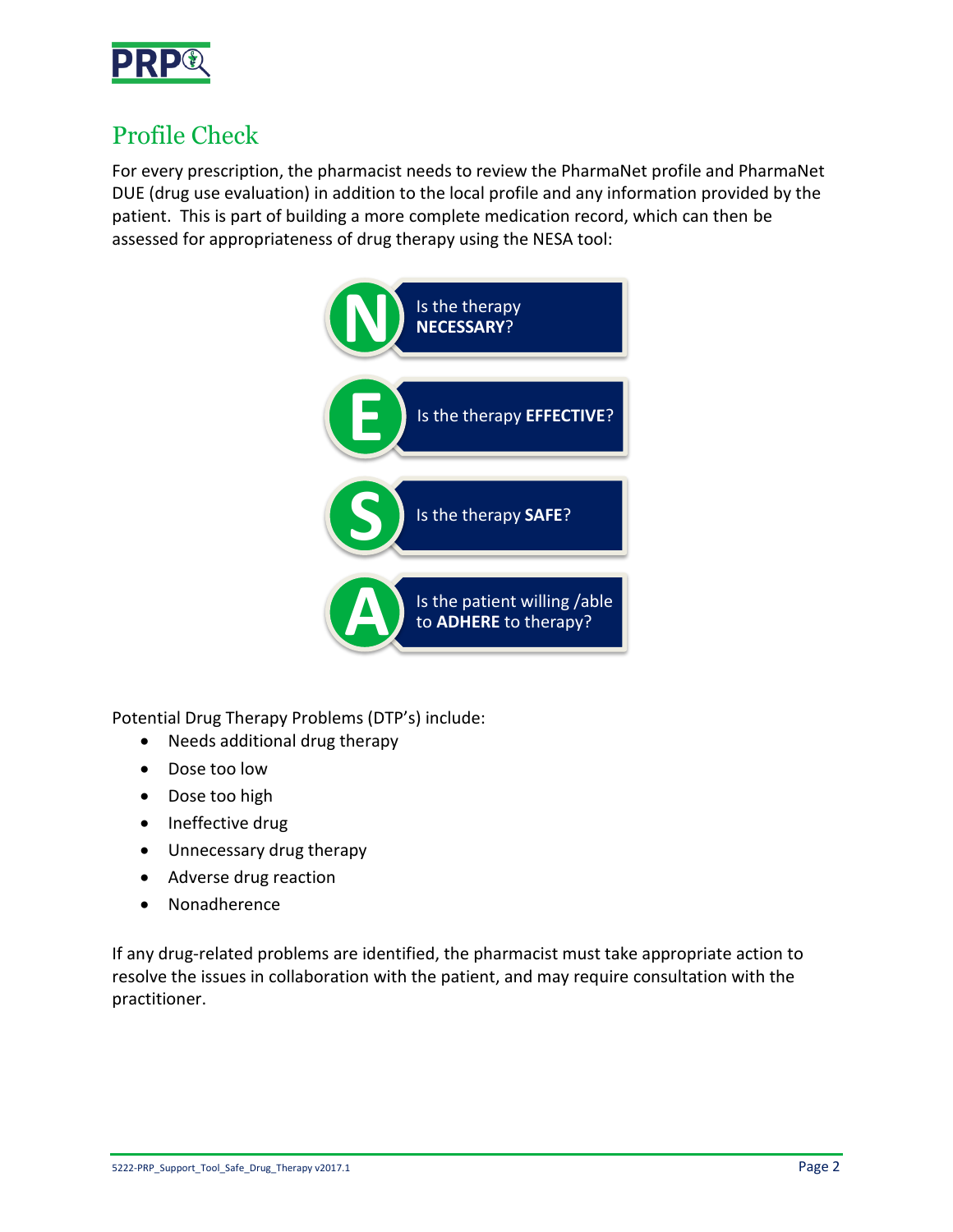## Profile Check

For every prescription, the pharmacist needs to review the PharmaNet profile and PharmaNet DUE (drug use evaluation) in addition to the local profile and any information provided by the patient. This is part of building a more complete medication record, which can then be assessed for appropriateness of drug therapy using the NESA tool:

- **N** – Is the therapy **NECESSARY**?
- **E** – Is the therapy **EFFECTIVE**?
- **S** – Is the therapy **SAFE**?
- **A** – Is the patient willing /able to **ADHERE** to therapy?

Potential Drug Therapy Problems (DTP's) include:

- Needs additional drug therapy
- Dose too low
- Dose too high
- Ineffective drug
- Unnecessary drug therapy
- Adverse drug reaction
- Nonadherence

If any drug-related problems are identified, the pharmacist must take appropriate action to resolve the issues in collaboration with the patient, and may require consultation with the practitioner.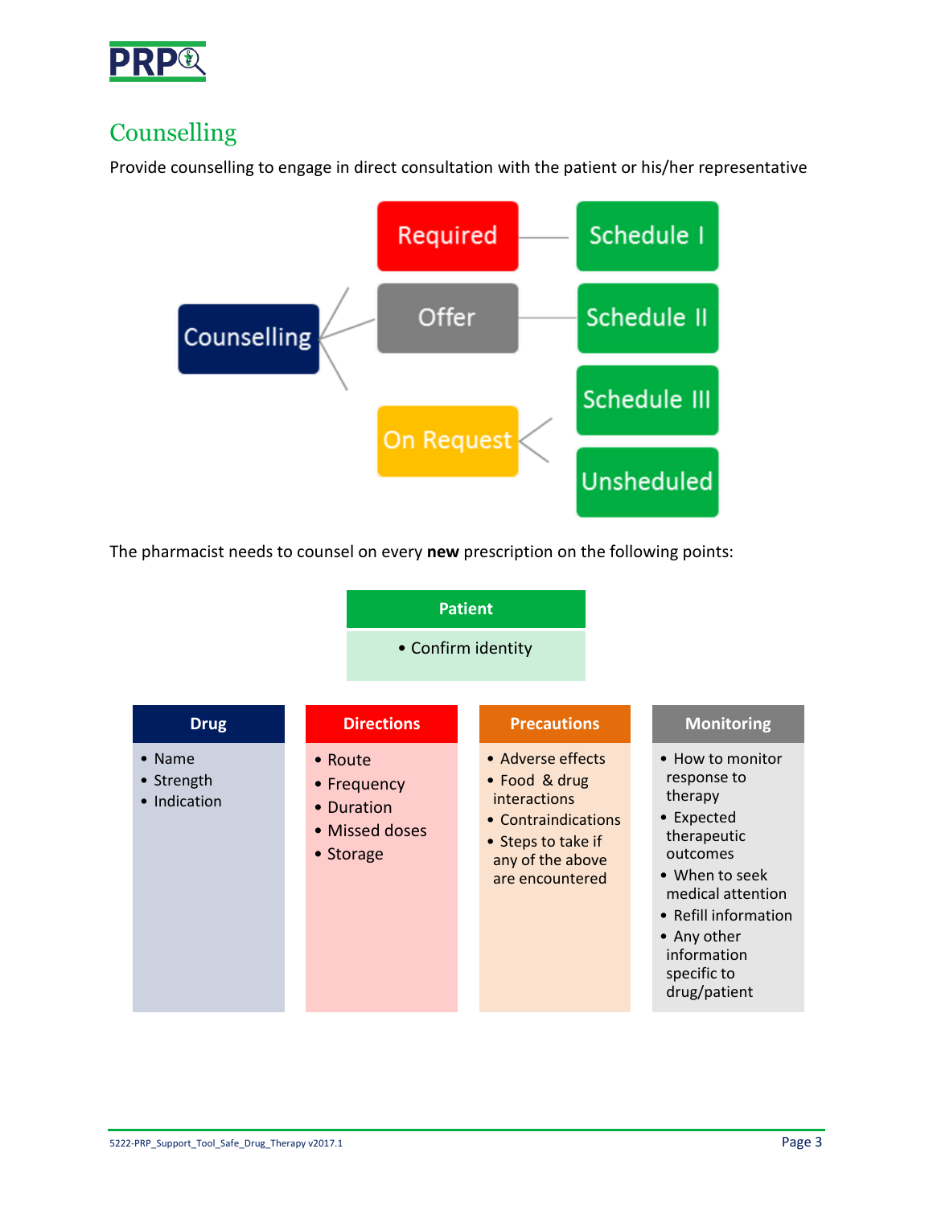## Counselling

Provide counselling to engage in direct consultation with the patient or his/her representative

- **Counselling**
  - **Required** — Schedule I
  - **Offer** — Schedule II
  - **On Request** — Schedule III, Unsheduled

The pharmacist needs to counsel on every **new** prescription on the following points:

| Patient |
| --- |
| • Confirm identity |

| Drug | Directions | Precautions | Monitoring |
| --- | --- | --- | --- |
| • Name<br>• Strength<br>• Indication | • Route<br>• Frequency<br>• Duration<br>• Missed doses<br>• Storage | • Adverse effects<br>• Food & drug interactions<br>• Contraindications<br>• Steps to take if any of the above are encountered | • How to monitor response to therapy<br>• Expected therapeutic outcomes<br>• When to seek medical attention<br>• Refill information<br>• Any other information specific to drug/patient |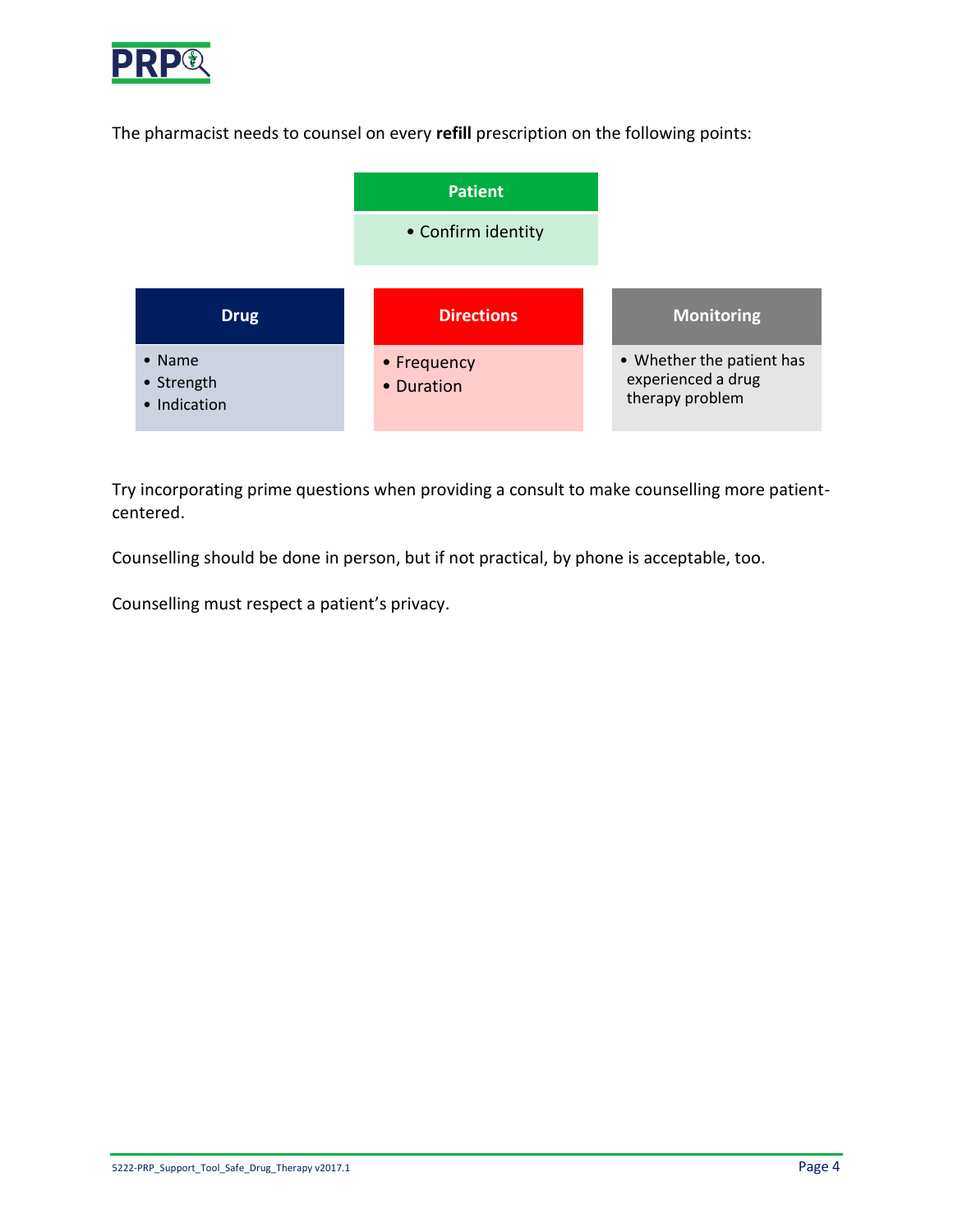The pharmacist needs to counsel on every **refill** prescription on the following points:

**Patient**

- Confirm identity

**Drug**

- Name
- Strength
- Indication

**Directions**

- Frequency
- Duration

**Monitoring**

- Whether the patient has experienced a drug therapy problem

Try incorporating prime questions when providing a consult to make counselling more patient-centered.

Counselling should be done in person, but if not practical, by phone is acceptable, too.

Counselling must respect a patient's privacy.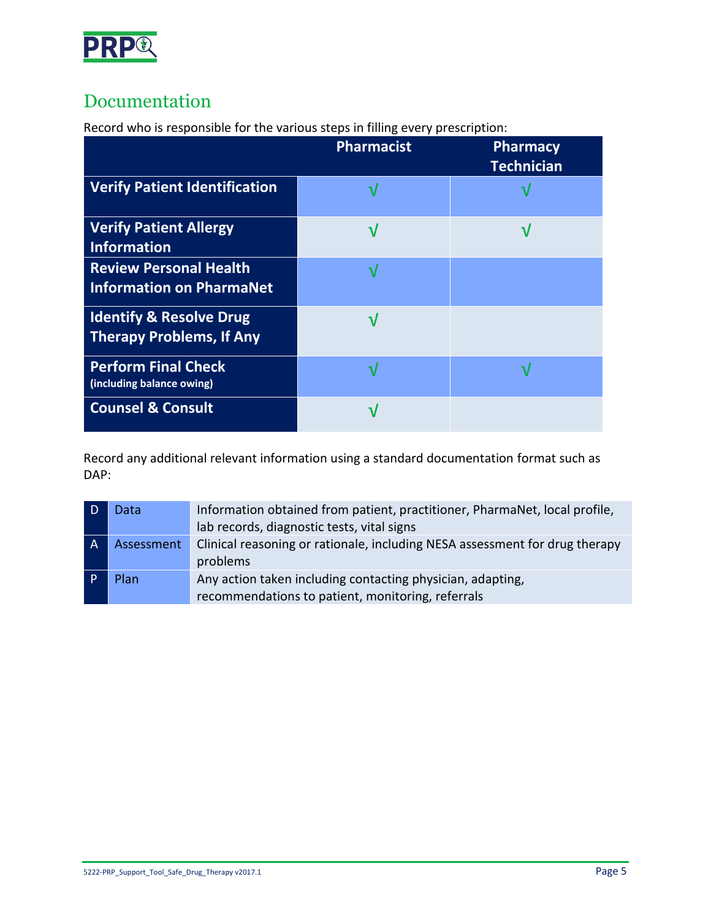## Documentation

Record who is responsible for the various steps in filling every prescription:

| | Pharmacist | Pharmacy Technician |
|---|---|---|
| **Verify Patient Identification** | √ | √ |
| **Verify Patient Allergy Information** | √ | √ |
| **Review Personal Health Information on PharmaNet** | √ | |
| **Identify & Resolve Drug Therapy Problems, If Any** | √ | |
| **Perform Final Check** (including balance owing) | √ | √ |
| **Counsel & Consult** | √ | |

Record any additional relevant information using a standard documentation format such as DAP:

| | | |
|---|---|---|
| D | Data | Information obtained from patient, practitioner, PharmaNet, local profile, lab records, diagnostic tests, vital signs |
| A | Assessment | Clinical reasoning or rationale, including NESA assessment for drug therapy problems |
| P | Plan | Any action taken including contacting physician, adapting, recommendations to patient, monitoring, referrals |